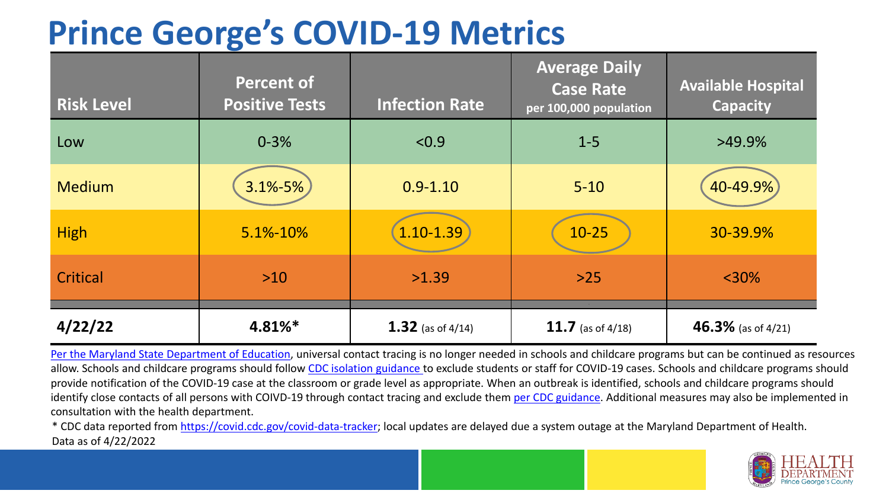# Prince George's COVID-19 Metrics

| Risk Level | Percent of Positive Tests | Infection Rate | Average Daily Case Rate per 100,000 population | Available Hospital Capacity |
|---|---|---|---|---|
| Low | 0-3% | <0.9 | 1-5 | >49.9% |
| Medium | 3.1%-5% | 0.9-1.10 | 5-10 | 40-49.9% |
| High | 5.1%-10% | 1.10-1.39 | 10-25 | 30-39.9% |
| Critical | >10 | >1.39 | >25 | <30% |
| **4/22/22** | **4.81%*** | **1.32** (as of 4/14) | **11.7** (as of 4/18) | **46.3%** (as of 4/21) |

Per the Maryland State Department of Education, universal contact tracing is no longer needed in schools and childcare programs but can be continued as resources allow. Schools and childcare programs should follow CDC isolation guidance to exclude students or staff for COVID-19 cases. Schools and childcare programs should provide notification of the COVID-19 case at the classroom or grade level as appropriate. When an outbreak is identified, schools and childcare programs should identify close contacts of all persons with COIVD-19 through contact tracing and exclude them per CDC guidance. Additional measures may also be implemented in consultation with the health department.

* CDC data reported from https://covid.cdc.gov/covid-data-tracker; local updates are delayed due a system outage at the Maryland Department of Health.

Data as of 4/22/2022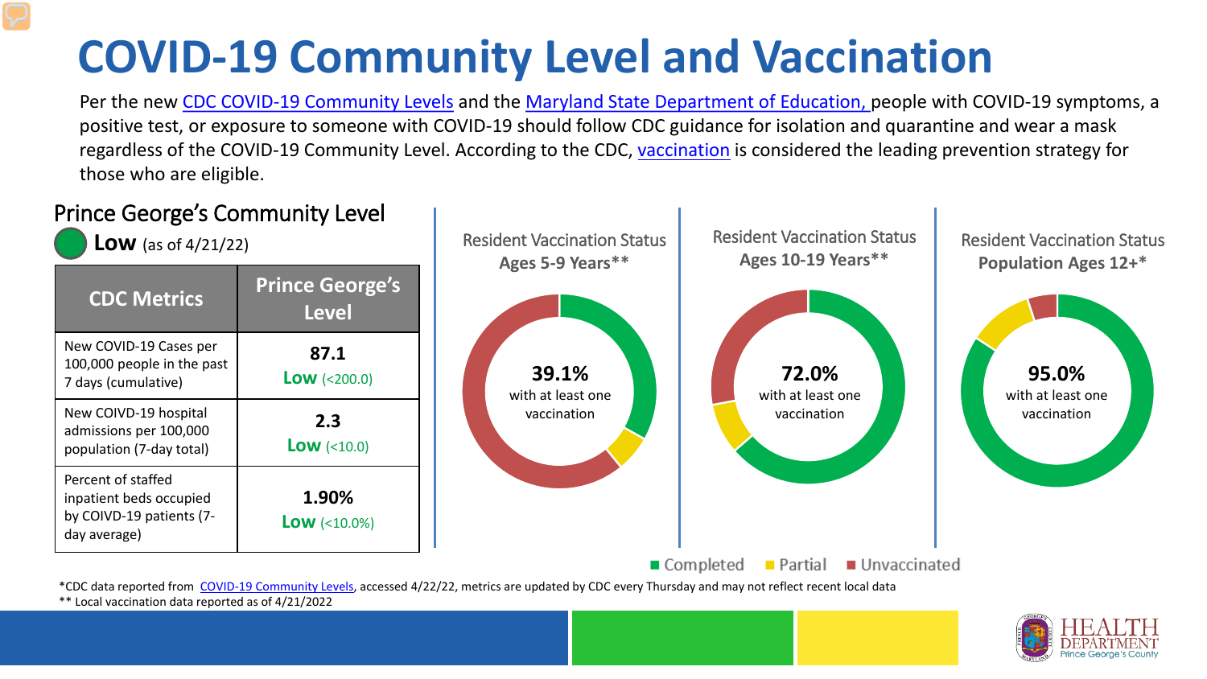# COVID-19 Community Level and Vaccination

Per the new CDC COVID-19 Community Levels and the Maryland State Department of Education, people with COVID-19 symptoms, a positive test, or exposure to someone with COVID-19 should follow CDC guidance for isolation and quarantine and wear a mask regardless of the COVID-19 Community Level. According to the CDC, vaccination is considered the leading prevention strategy for those who are eligible.

## Prince George's Community Level

**Low** (as of 4/21/22)

| CDC Metrics | Prince George's Level |
|---|---|
| New COVID-19 Cases per 100,000 people in the past 7 days (cumulative) | **87.1** **Low** (<200.0) |
| New COIVD-19 hospital admissions per 100,000 population (7-day total) | **2.3** **Low** (<10.0) |
| Percent of staffed inpatient beds occupied by COIVD-19 patients (7-day average) | **1.90%** **Low** (<10.0%) |

### Resident Vaccination Status Ages 5-9 Years**

**39.1%** with at least one vaccination

### Resident Vaccination Status Ages 10-19 Years**

**72.0%** with at least one vaccination

### Resident Vaccination Status Population Ages 12+*

**95.0%** with at least one vaccination

Completed | Partial | Unvaccinated

*CDC data reported from COVID-19 Community Levels, accessed 4/22/22, metrics are updated by CDC every Thursday and may not reflect recent local data

** Local vaccination data reported as of 4/21/2022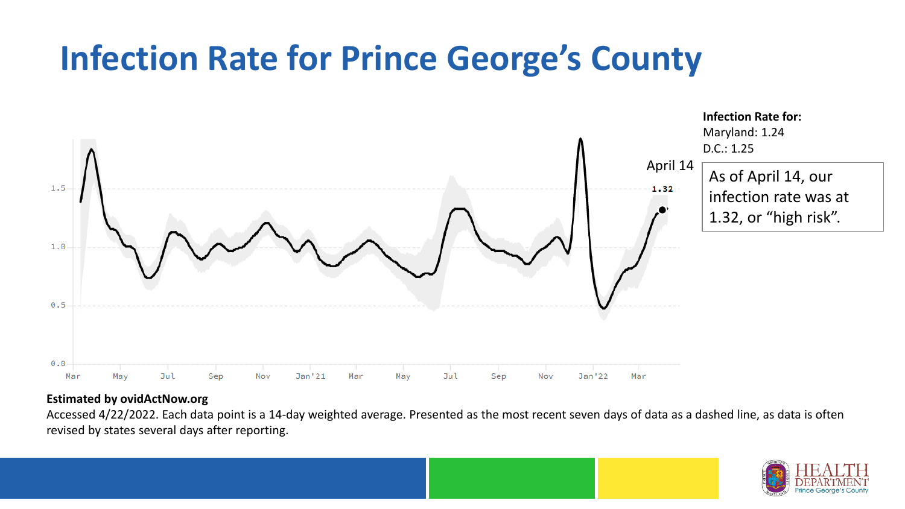# Infection Rate for Prince George's County

**Infection Rate for:**
Maryland: 1.24
D.C.: 1.25

April 14

1.32

As of April 14, our infection rate was at 1.32, or "high risk".

**Estimated by ovidActNow.org**

Accessed 4/22/2022. Each data point is a 14-day weighted average. Presented as the most recent seven days of data as a dashed line, as data is often revised by states several days after reporting.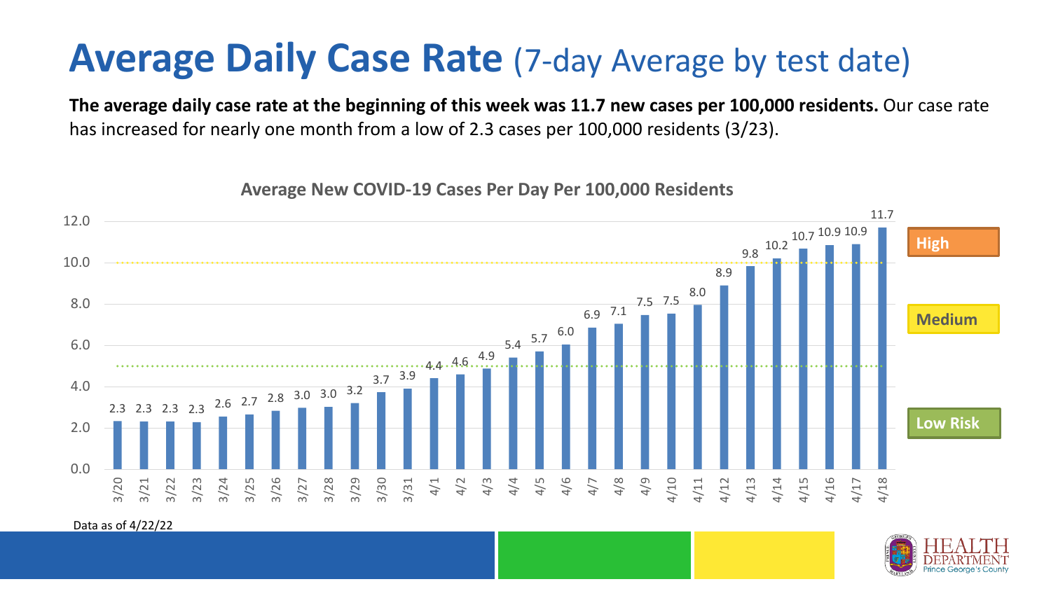# **Average Daily Case Rate** (7-day Average by test date)

**The average daily case rate at the beginning of this week was 11.7 new cases per 100,000 residents.** Our case rate has increased for nearly one month from a low of 2.3 cases per 100,000 residents (3/23).

**Average New COVID-19 Cases Per Day Per 100,000 Residents**

| Date | Cases per 100,000 |
|---|---|
| 3/20 | 2.3 |
| 3/21 | 2.3 |
| 3/22 | 2.3 |
| 3/23 | 2.3 |
| 3/24 | 2.6 |
| 3/25 | 2.7 |
| 3/26 | 2.8 |
| 3/27 | 3.0 |
| 3/28 | 3.0 |
| 3/29 | 3.2 |
| 3/30 | 3.7 |
| 3/31 | 3.9 |
| 4/1 | 4.4 |
| 4/2 | 4.6 |
| 4/3 | 4.9 |
| 4/4 | 5.4 |
| 4/5 | 5.7 |
| 4/6 | 6.0 |
| 4/7 | 6.9 |
| 4/8 | 7.1 |
| 4/9 | 7.5 |
| 4/10 | 7.5 |
| 4/11 | 8.0 |
| 4/12 | 8.9 |
| 4/13 | 9.8 |
| 4/14 | 10.2 |
| 4/15 | 10.7 |
| 4/16 | 10.9 |
| 4/17 | 10.9 |
| 4/18 | 11.7 |

High · Medium · Low Risk

Data as of 4/22/22

HEALTH DEPARTMENT Prince George's County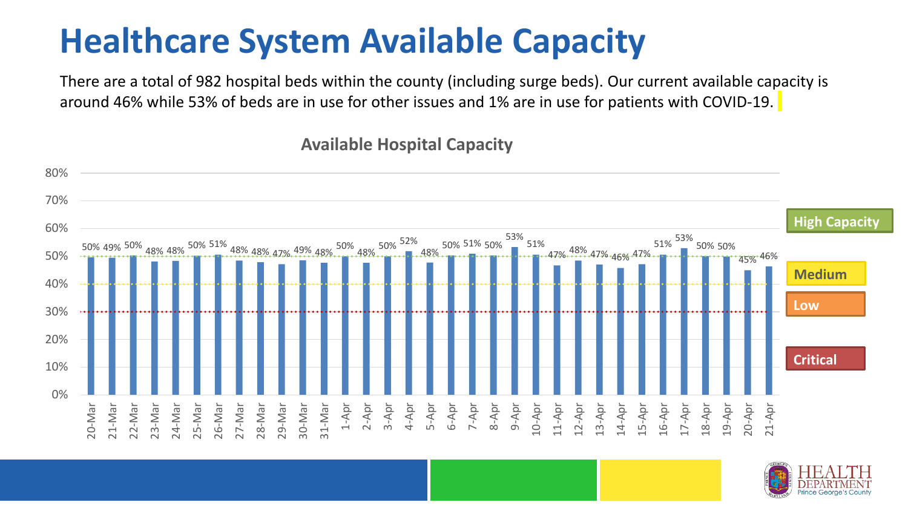# Healthcare System Available Capacity

There are a total of 982 hospital beds within the county (including surge beds). Our current available capacity is around 46% while 53% of beds are in use for other issues and 1% are in use for patients with COVID-19.

**Available Hospital Capacity**

80%
70%
60%
50%
40%
30%
20%
10%
0%

50% 49% 50% 48% 48% 50% 51% 48% 48% 47% 49% 48% 50% 48% 50% 52% 48% 50% 51% 50% 53% 51% 47% 48% 47% 46% 47% 51% 53% 50% 50% 45% 46%

20-Mar 21-Mar 22-Mar 23-Mar 24-Mar 25-Mar 26-Mar 27-Mar 28-Mar 29-Mar 30-Mar 31-Mar 1-Apr 2-Apr 3-Apr 4-Apr 5-Apr 6-Apr 7-Apr 8-Apr 9-Apr 10-Apr 11-Apr 12-Apr 13-Apr 14-Apr 15-Apr 16-Apr 17-Apr 18-Apr 19-Apr 20-Apr 21-Apr

High Capacity
Medium
Low
Critical